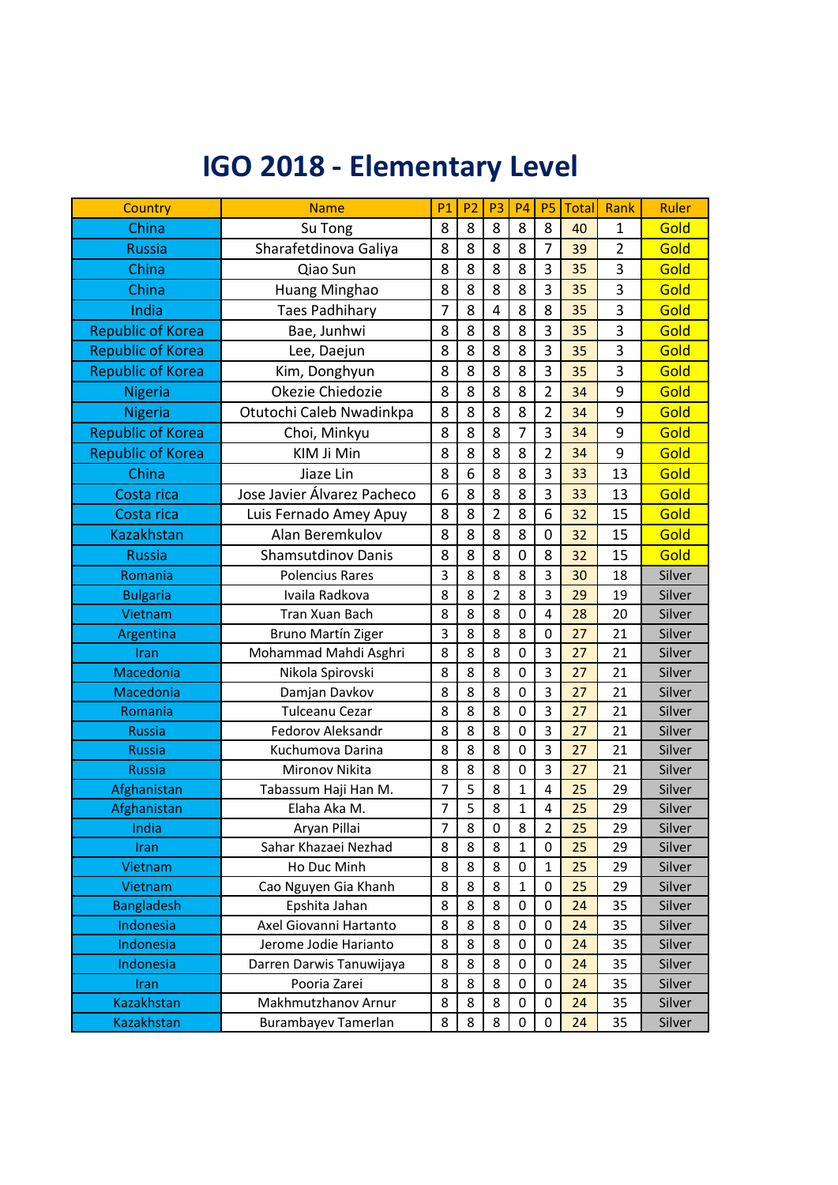# IGO 2018 - Elementary Level

| Country | Name | P1 | P2 | P3 | P4 | P5 | Total | Rank | Ruler |
|---|---|---|---|---|---|---|---|---|---|
| China | Su Tong | 8 | 8 | 8 | 8 | 8 | 40 | 1 | Gold |
| Russia | Sharafetdinova Galiya | 8 | 8 | 8 | 8 | 7 | 39 | 2 | Gold |
| China | Qiao Sun | 8 | 8 | 8 | 8 | 3 | 35 | 3 | Gold |
| China | Huang Minghao | 8 | 8 | 8 | 8 | 3 | 35 | 3 | Gold |
| India | Taes Padhihary | 7 | 8 | 4 | 8 | 8 | 35 | 3 | Gold |
| Republic of Korea | Bae, Junhwi | 8 | 8 | 8 | 8 | 3 | 35 | 3 | Gold |
| Republic of Korea | Lee, Daejun | 8 | 8 | 8 | 8 | 3 | 35 | 3 | Gold |
| Republic of Korea | Kim, Donghyun | 8 | 8 | 8 | 8 | 3 | 35 | 3 | Gold |
| Nigeria | Okezie Chiedozie | 8 | 8 | 8 | 8 | 2 | 34 | 9 | Gold |
| Nigeria | Otutochi Caleb Nwadinkpa | 8 | 8 | 8 | 8 | 2 | 34 | 9 | Gold |
| Republic of Korea | Choi, Minkyu | 8 | 8 | 8 | 7 | 3 | 34 | 9 | Gold |
| Republic of Korea | KIM Ji Min | 8 | 8 | 8 | 8 | 2 | 34 | 9 | Gold |
| China | Jiaze Lin | 8 | 6 | 8 | 8 | 3 | 33 | 13 | Gold |
| Costa rica | Jose Javier Álvarez Pacheco | 6 | 8 | 8 | 8 | 3 | 33 | 13 | Gold |
| Costa rica | Luis Fernado Amey Apuy | 8 | 8 | 2 | 8 | 6 | 32 | 15 | Gold |
| Kazakhstan | Alan Beremkulov | 8 | 8 | 8 | 8 | 0 | 32 | 15 | Gold |
| Russia | Shamsutdinov Danis | 8 | 8 | 8 | 0 | 8 | 32 | 15 | Gold |
| Romania | Polencius Rares | 3 | 8 | 8 | 8 | 3 | 30 | 18 | Silver |
| Bulgaria | Ivaila Radkova | 8 | 8 | 2 | 8 | 3 | 29 | 19 | Silver |
| Vietnam | Tran Xuan Bach | 8 | 8 | 8 | 0 | 4 | 28 | 20 | Silver |
| Argentina | Bruno Martín Ziger | 3 | 8 | 8 | 8 | 0 | 27 | 21 | Silver |
| Iran | Mohammad Mahdi Asghri | 8 | 8 | 8 | 0 | 3 | 27 | 21 | Silver |
| Macedonia | Nikola Spirovski | 8 | 8 | 8 | 0 | 3 | 27 | 21 | Silver |
| Macedonia | Damjan Davkov | 8 | 8 | 8 | 0 | 3 | 27 | 21 | Silver |
| Romania | Tulceanu Cezar | 8 | 8 | 8 | 0 | 3 | 27 | 21 | Silver |
| Russia | Fedorov Aleksandr | 8 | 8 | 8 | 0 | 3 | 27 | 21 | Silver |
| Russia | Kuchumova Darina | 8 | 8 | 8 | 0 | 3 | 27 | 21 | Silver |
| Russia | Mironov Nikita | 8 | 8 | 8 | 0 | 3 | 27 | 21 | Silver |
| Afghanistan | Tabassum Haji Han M. | 7 | 5 | 8 | 1 | 4 | 25 | 29 | Silver |
| Afghanistan | Elaha Aka M. | 7 | 5 | 8 | 1 | 4 | 25 | 29 | Silver |
| India | Aryan Pillai | 7 | 8 | 0 | 8 | 2 | 25 | 29 | Silver |
| Iran | Sahar Khazaei Nezhad | 8 | 8 | 8 | 1 | 0 | 25 | 29 | Silver |
| Vietnam | Ho Duc Minh | 8 | 8 | 8 | 0 | 1 | 25 | 29 | Silver |
| Vietnam | Cao Nguyen Gia Khanh | 8 | 8 | 8 | 1 | 0 | 25 | 29 | Silver |
| Bangladesh | Epshita Jahan | 8 | 8 | 8 | 0 | 0 | 24 | 35 | Silver |
| Indonesia | Axel Giovanni Hartanto | 8 | 8 | 8 | 0 | 0 | 24 | 35 | Silver |
| Indonesia | Jerome Jodie Harianto | 8 | 8 | 8 | 0 | 0 | 24 | 35 | Silver |
| Indonesia | Darren Darwis Tanuwijaya | 8 | 8 | 8 | 0 | 0 | 24 | 35 | Silver |
| Iran | Pooria Zarei | 8 | 8 | 8 | 0 | 0 | 24 | 35 | Silver |
| Kazakhstan | Makhmutzhanov Arnur | 8 | 8 | 8 | 0 | 0 | 24 | 35 | Silver |
| Kazakhstan | Burambayev Tamerlan | 8 | 8 | 8 | 0 | 0 | 24 | 35 | Silver |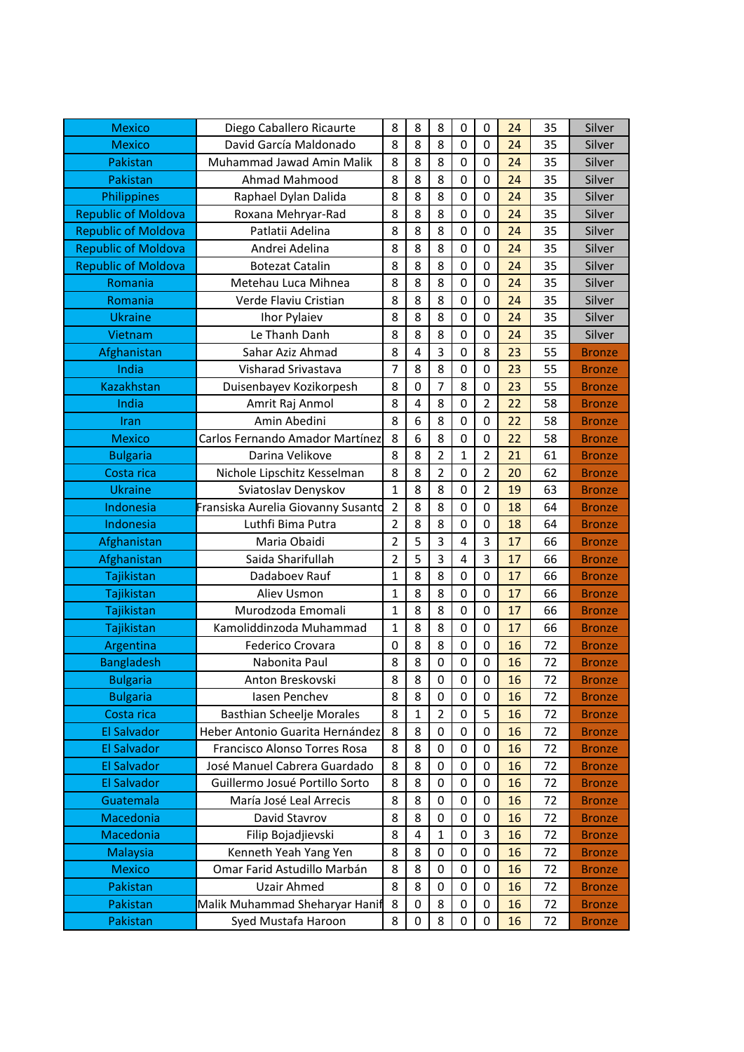| | | | | | | | | | |
|---|---|---|---|---|---|---|---|---|---|
| Mexico | Diego Caballero Ricaurte | 8 | 8 | 8 | 0 | 0 | 24 | 35 | Silver |
| Mexico | David García Maldonado | 8 | 8 | 8 | 0 | 0 | 24 | 35 | Silver |
| Pakistan | Muhammad Jawad Amin Malik | 8 | 8 | 8 | 0 | 0 | 24 | 35 | Silver |
| Pakistan | Ahmad Mahmood | 8 | 8 | 8 | 0 | 0 | 24 | 35 | Silver |
| Philippines | Raphael Dylan Dalida | 8 | 8 | 8 | 0 | 0 | 24 | 35 | Silver |
| Republic of Moldova | Roxana Mehryar-Rad | 8 | 8 | 8 | 0 | 0 | 24 | 35 | Silver |
| Republic of Moldova | Patlatii Adelina | 8 | 8 | 8 | 0 | 0 | 24 | 35 | Silver |
| Republic of Moldova | Andrei Adelina | 8 | 8 | 8 | 0 | 0 | 24 | 35 | Silver |
| Republic of Moldova | Botezat Catalin | 8 | 8 | 8 | 0 | 0 | 24 | 35 | Silver |
| Romania | Metehau Luca Mihnea | 8 | 8 | 8 | 0 | 0 | 24 | 35 | Silver |
| Romania | Verde Flaviu Cristian | 8 | 8 | 8 | 0 | 0 | 24 | 35 | Silver |
| Ukraine | Ihor Pylaiev | 8 | 8 | 8 | 0 | 0 | 24 | 35 | Silver |
| Vietnam | Le Thanh Danh | 8 | 8 | 8 | 0 | 0 | 24 | 35 | Silver |
| Afghanistan | Sahar Aziz Ahmad | 8 | 4 | 3 | 0 | 8 | 23 | 55 | Bronze |
| India | Visharad Srivastava | 7 | 8 | 8 | 0 | 0 | 23 | 55 | Bronze |
| Kazakhstan | Duisenbayev Kozikorpesh | 8 | 0 | 7 | 8 | 0 | 23 | 55 | Bronze |
| India | Amrit Raj Anmol | 8 | 4 | 8 | 0 | 2 | 22 | 58 | Bronze |
| Iran | Amin Abedini | 8 | 6 | 8 | 0 | 0 | 22 | 58 | Bronze |
| Mexico | Carlos Fernando Amador Martínez | 8 | 6 | 8 | 0 | 0 | 22 | 58 | Bronze |
| Bulgaria | Darina Velikove | 8 | 8 | 2 | 1 | 2 | 21 | 61 | Bronze |
| Costa rica | Nichole Lipschitz Kesselman | 8 | 8 | 2 | 0 | 2 | 20 | 62 | Bronze |
| Ukraine | Sviatoslav Denyskov | 1 | 8 | 8 | 0 | 2 | 19 | 63 | Bronze |
| Indonesia | Fransiska Aurelia Giovanny Susanto | 2 | 8 | 8 | 0 | 0 | 18 | 64 | Bronze |
| Indonesia | Luthfi Bima Putra | 2 | 8 | 8 | 0 | 0 | 18 | 64 | Bronze |
| Afghanistan | Maria Obaidi | 2 | 5 | 3 | 4 | 3 | 17 | 66 | Bronze |
| Afghanistan | Saida Sharifullah | 2 | 5 | 3 | 4 | 3 | 17 | 66 | Bronze |
| Tajikistan | Dadaboev Rauf | 1 | 8 | 8 | 0 | 0 | 17 | 66 | Bronze |
| Tajikistan | Aliev Usmon | 1 | 8 | 8 | 0 | 0 | 17 | 66 | Bronze |
| Tajikistan | Murodzoda Emomali | 1 | 8 | 8 | 0 | 0 | 17 | 66 | Bronze |
| Tajikistan | Kamoliddinzoda Muhammad | 1 | 8 | 8 | 0 | 0 | 17 | 66 | Bronze |
| Argentina | Federico Crovara | 0 | 8 | 8 | 0 | 0 | 16 | 72 | Bronze |
| Bangladesh | Nabonita Paul | 8 | 8 | 0 | 0 | 0 | 16 | 72 | Bronze |
| Bulgaria | Anton Breskovski | 8 | 8 | 0 | 0 | 0 | 16 | 72 | Bronze |
| Bulgaria | Iasen Penchev | 8 | 8 | 0 | 0 | 0 | 16 | 72 | Bronze |
| Costa rica | Basthian Scheelje Morales | 8 | 1 | 2 | 0 | 5 | 16 | 72 | Bronze |
| El Salvador | Heber Antonio Guarita Hernández | 8 | 8 | 0 | 0 | 0 | 16 | 72 | Bronze |
| El Salvador | Francisco Alonso Torres Rosa | 8 | 8 | 0 | 0 | 0 | 16 | 72 | Bronze |
| El Salvador | José Manuel Cabrera Guardado | 8 | 8 | 0 | 0 | 0 | 16 | 72 | Bronze |
| El Salvador | Guillermo Josué Portillo Sorto | 8 | 8 | 0 | 0 | 0 | 16 | 72 | Bronze |
| Guatemala | María José Leal Arrecis | 8 | 8 | 0 | 0 | 0 | 16 | 72 | Bronze |
| Macedonia | David Stavrov | 8 | 8 | 0 | 0 | 0 | 16 | 72 | Bronze |
| Macedonia | Filip Bojadjievski | 8 | 4 | 1 | 0 | 3 | 16 | 72 | Bronze |
| Malaysia | Kenneth Yeah Yang Yen | 8 | 8 | 0 | 0 | 0 | 16 | 72 | Bronze |
| Mexico | Omar Farid Astudillo Marbán | 8 | 8 | 0 | 0 | 0 | 16 | 72 | Bronze |
| Pakistan | Uzair Ahmed | 8 | 8 | 0 | 0 | 0 | 16 | 72 | Bronze |
| Pakistan | Malik Muhammad Sheharyar Hanif | 8 | 0 | 8 | 0 | 0 | 16 | 72 | Bronze |
| Pakistan | Syed Mustafa Haroon | 8 | 0 | 8 | 0 | 0 | 16 | 72 | Bronze |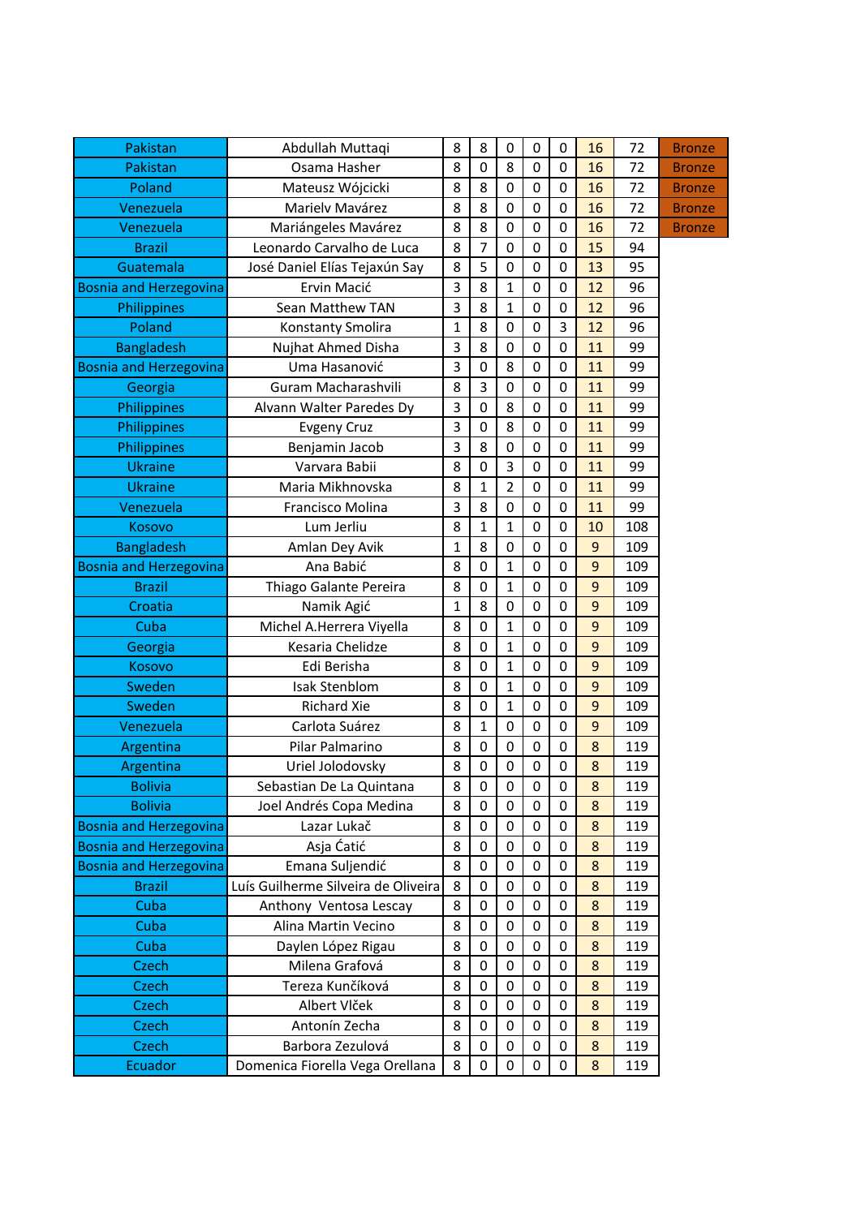| | | | | | | | | | |
|---|---|---|---|---|---|---|---|---|---|
| Pakistan | Abdullah Muttaqi | 8 | 8 | 0 | 0 | 0 | 16 | 72 | Bronze |
| Pakistan | Osama Hasher | 8 | 0 | 8 | 0 | 0 | 16 | 72 | Bronze |
| Poland | Mateusz Wójcicki | 8 | 8 | 0 | 0 | 0 | 16 | 72 | Bronze |
| Venezuela | Marielv Mavárez | 8 | 8 | 0 | 0 | 0 | 16 | 72 | Bronze |
| Venezuela | Mariángeles Mavárez | 8 | 8 | 0 | 0 | 0 | 16 | 72 | Bronze |
| Brazil | Leonardo Carvalho de Luca | 8 | 7 | 0 | 0 | 0 | 15 | 94 | |
| Guatemala | José Daniel Elías Tejaxún Say | 8 | 5 | 0 | 0 | 0 | 13 | 95 | |
| Bosnia and Herzegovina | Ervin Macić | 3 | 8 | 1 | 0 | 0 | 12 | 96 | |
| Philippines | Sean Matthew TAN | 3 | 8 | 1 | 0 | 0 | 12 | 96 | |
| Poland | Konstanty Smolira | 1 | 8 | 0 | 0 | 3 | 12 | 96 | |
| Bangladesh | Nujhat Ahmed Disha | 3 | 8 | 0 | 0 | 0 | 11 | 99 | |
| Bosnia and Herzegovina | Uma Hasanović | 3 | 0 | 8 | 0 | 0 | 11 | 99 | |
| Georgia | Guram Macharashvili | 8 | 3 | 0 | 0 | 0 | 11 | 99 | |
| Philippines | Alvann Walter Paredes Dy | 3 | 0 | 8 | 0 | 0 | 11 | 99 | |
| Philippines | Evgeny Cruz | 3 | 0 | 8 | 0 | 0 | 11 | 99 | |
| Philippines | Benjamin Jacob | 3 | 8 | 0 | 0 | 0 | 11 | 99 | |
| Ukraine | Varvara Babii | 8 | 0 | 3 | 0 | 0 | 11 | 99 | |
| Ukraine | Maria Mikhnovska | 8 | 1 | 2 | 0 | 0 | 11 | 99 | |
| Venezuela | Francisco Molina | 3 | 8 | 0 | 0 | 0 | 11 | 99 | |
| Kosovo | Lum Jerliu | 8 | 1 | 1 | 0 | 0 | 10 | 108 | |
| Bangladesh | Amlan Dey Avik | 1 | 8 | 0 | 0 | 0 | 9 | 109 | |
| Bosnia and Herzegovina | Ana Babić | 8 | 0 | 1 | 0 | 0 | 9 | 109 | |
| Brazil | Thiago Galante Pereira | 8 | 0 | 1 | 0 | 0 | 9 | 109 | |
| Croatia | Namik Agić | 1 | 8 | 0 | 0 | 0 | 9 | 109 | |
| Cuba | Michel A.Herrera Viyella | 8 | 0 | 1 | 0 | 0 | 9 | 109 | |
| Georgia | Kesaria Chelidze | 8 | 0 | 1 | 0 | 0 | 9 | 109 | |
| Kosovo | Edi Berisha | 8 | 0 | 1 | 0 | 0 | 9 | 109 | |
| Sweden | Isak Stenblom | 8 | 0 | 1 | 0 | 0 | 9 | 109 | |
| Sweden | Richard Xie | 8 | 0 | 1 | 0 | 0 | 9 | 109 | |
| Venezuela | Carlota Suárez | 8 | 1 | 0 | 0 | 0 | 9 | 109 | |
| Argentina | Pilar Palmarino | 8 | 0 | 0 | 0 | 0 | 8 | 119 | |
| Argentina | Uriel Jolodovsky | 8 | 0 | 0 | 0 | 0 | 8 | 119 | |
| Bolivia | Sebastian De La Quintana | 8 | 0 | 0 | 0 | 0 | 8 | 119 | |
| Bolivia | Joel Andrés Copa Medina | 8 | 0 | 0 | 0 | 0 | 8 | 119 | |
| Bosnia and Herzegovina | Lazar Lukač | 8 | 0 | 0 | 0 | 0 | 8 | 119 | |
| Bosnia and Herzegovina | Asja Ćatić | 8 | 0 | 0 | 0 | 0 | 8 | 119 | |
| Bosnia and Herzegovina | Emana Suljendić | 8 | 0 | 0 | 0 | 0 | 8 | 119 | |
| Brazil | Luís Guilherme Silveira de Oliveira | 8 | 0 | 0 | 0 | 0 | 8 | 119 | |
| Cuba | Anthony Ventosa Lescay | 8 | 0 | 0 | 0 | 0 | 8 | 119 | |
| Cuba | Alina Martin Vecino | 8 | 0 | 0 | 0 | 0 | 8 | 119 | |
| Cuba | Daylen López Rigau | 8 | 0 | 0 | 0 | 0 | 8 | 119 | |
| Czech | Milena Grafová | 8 | 0 | 0 | 0 | 0 | 8 | 119 | |
| Czech | Tereza Kunčíková | 8 | 0 | 0 | 0 | 0 | 8 | 119 | |
| Czech | Albert Vlček | 8 | 0 | 0 | 0 | 0 | 8 | 119 | |
| Czech | Antonín Zecha | 8 | 0 | 0 | 0 | 0 | 8 | 119 | |
| Czech | Barbora Zezulová | 8 | 0 | 0 | 0 | 0 | 8 | 119 | |
| Ecuador | Domenica Fiorella Vega Orellana | 8 | 0 | 0 | 0 | 0 | 8 | 119 | |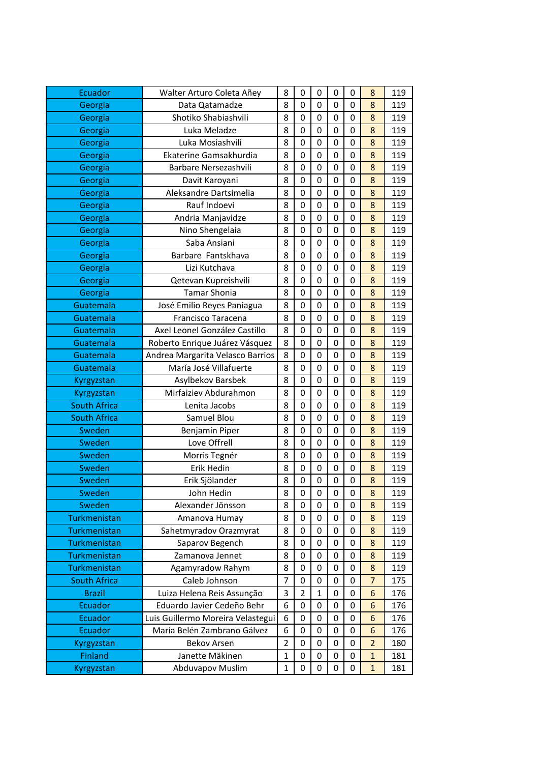| | | | | | | | | |
|---|---|---|---|---|---|---|---|---|
| Ecuador | Walter Arturo Coleta Añey | 8 | 0 | 0 | 0 | 0 | 8 | 119 |
| Georgia | Data Qatamadze | 8 | 0 | 0 | 0 | 0 | 8 | 119 |
| Georgia | Shotiko Shabiashvili | 8 | 0 | 0 | 0 | 0 | 8 | 119 |
| Georgia | Luka Meladze | 8 | 0 | 0 | 0 | 0 | 8 | 119 |
| Georgia | Luka Mosiashvili | 8 | 0 | 0 | 0 | 0 | 8 | 119 |
| Georgia | Ekaterine Gamsakhurdia | 8 | 0 | 0 | 0 | 0 | 8 | 119 |
| Georgia | Barbare Nersezashvili | 8 | 0 | 0 | 0 | 0 | 8 | 119 |
| Georgia | Davit Karoyani | 8 | 0 | 0 | 0 | 0 | 8 | 119 |
| Georgia | Aleksandre Dartsimelia | 8 | 0 | 0 | 0 | 0 | 8 | 119 |
| Georgia | Rauf Indoevi | 8 | 0 | 0 | 0 | 0 | 8 | 119 |
| Georgia | Andria Manjavidze | 8 | 0 | 0 | 0 | 0 | 8 | 119 |
| Georgia | Nino Shengelaia | 8 | 0 | 0 | 0 | 0 | 8 | 119 |
| Georgia | Saba Ansiani | 8 | 0 | 0 | 0 | 0 | 8 | 119 |
| Georgia | Barbare Fantskhava | 8 | 0 | 0 | 0 | 0 | 8 | 119 |
| Georgia | Lizi Kutchava | 8 | 0 | 0 | 0 | 0 | 8 | 119 |
| Georgia | Qetevan Kupreishvili | 8 | 0 | 0 | 0 | 0 | 8 | 119 |
| Georgia | Tamar Shonia | 8 | 0 | 0 | 0 | 0 | 8 | 119 |
| Guatemala | José Emilio Reyes Paniagua | 8 | 0 | 0 | 0 | 0 | 8 | 119 |
| Guatemala | Francisco Taracena | 8 | 0 | 0 | 0 | 0 | 8 | 119 |
| Guatemala | Axel Leonel González Castillo | 8 | 0 | 0 | 0 | 0 | 8 | 119 |
| Guatemala | Roberto Enrique Juárez Vásquez | 8 | 0 | 0 | 0 | 0 | 8 | 119 |
| Guatemala | Andrea Margarita Velasco Barrios | 8 | 0 | 0 | 0 | 0 | 8 | 119 |
| Guatemala | María José Villafuerte | 8 | 0 | 0 | 0 | 0 | 8 | 119 |
| Kyrgyzstan | Asylbekov Barsbek | 8 | 0 | 0 | 0 | 0 | 8 | 119 |
| Kyrgyzstan | Mirfaiziev Abdurahmon | 8 | 0 | 0 | 0 | 0 | 8 | 119 |
| South Africa | Lenita Jacobs | 8 | 0 | 0 | 0 | 0 | 8 | 119 |
| South Africa | Samuel Blou | 8 | 0 | 0 | 0 | 0 | 8 | 119 |
| Sweden | Benjamin Piper | 8 | 0 | 0 | 0 | 0 | 8 | 119 |
| Sweden | Love Offrell | 8 | 0 | 0 | 0 | 0 | 8 | 119 |
| Sweden | Morris Tegnér | 8 | 0 | 0 | 0 | 0 | 8 | 119 |
| Sweden | Erik Hedin | 8 | 0 | 0 | 0 | 0 | 8 | 119 |
| Sweden | Erik Sjölander | 8 | 0 | 0 | 0 | 0 | 8 | 119 |
| Sweden | John Hedin | 8 | 0 | 0 | 0 | 0 | 8 | 119 |
| Sweden | Alexander Jönsson | 8 | 0 | 0 | 0 | 0 | 8 | 119 |
| Turkmenistan | Amanova Humay | 8 | 0 | 0 | 0 | 0 | 8 | 119 |
| Turkmenistan | Sahetmyradov Orazmyrat | 8 | 0 | 0 | 0 | 0 | 8 | 119 |
| Turkmenistan | Saparov Begench | 8 | 0 | 0 | 0 | 0 | 8 | 119 |
| Turkmenistan | Zamanova Jennet | 8 | 0 | 0 | 0 | 0 | 8 | 119 |
| Turkmenistan | Agamyradow Rahym | 8 | 0 | 0 | 0 | 0 | 8 | 119 |
| South Africa | Caleb Johnson | 7 | 0 | 0 | 0 | 0 | 7 | 175 |
| Brazil | Luiza Helena Reis Assunção | 3 | 2 | 1 | 0 | 0 | 6 | 176 |
| Ecuador | Eduardo Javier Cedeño Behr | 6 | 0 | 0 | 0 | 0 | 6 | 176 |
| Ecuador | Luis Guillermo Moreira Velastegui | 6 | 0 | 0 | 0 | 0 | 6 | 176 |
| Ecuador | María Belén Zambrano Gálvez | 6 | 0 | 0 | 0 | 0 | 6 | 176 |
| Kyrgyzstan | Bekov Arsen | 2 | 0 | 0 | 0 | 0 | 2 | 180 |
| Finland | Janette Mäkinen | 1 | 0 | 0 | 0 | 0 | 1 | 181 |
| Kyrgyzstan | Abduvapov Muslim | 1 | 0 | 0 | 0 | 0 | 1 | 181 |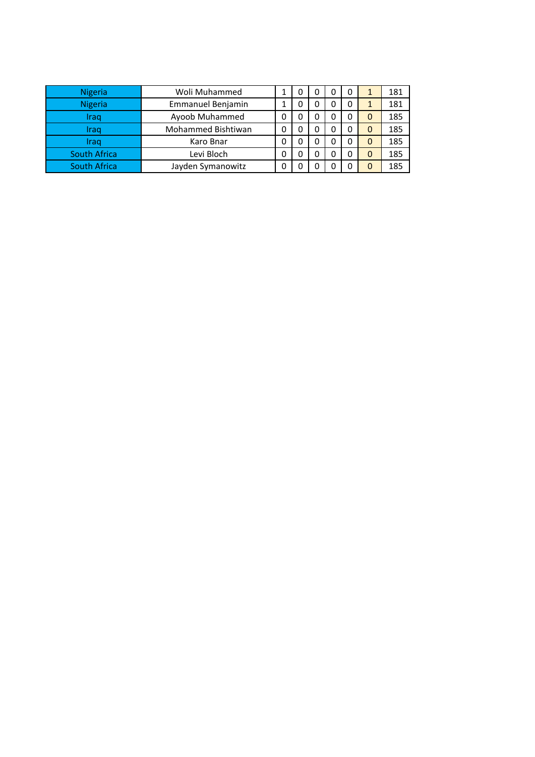| | | | | | | | | |
|---|---|---|---|---|---|---|---|---|
| Nigeria | Woli Muhammed | 1 | 0 | 0 | 0 | 0 | 1 | 181 |
| Nigeria | Emmanuel Benjamin | 1 | 0 | 0 | 0 | 0 | 1 | 181 |
| Iraq | Ayoob Muhammed | 0 | 0 | 0 | 0 | 0 | 0 | 185 |
| Iraq | Mohammed Bishtiwan | 0 | 0 | 0 | 0 | 0 | 0 | 185 |
| Iraq | Karo Bnar | 0 | 0 | 0 | 0 | 0 | 0 | 185 |
| South Africa | Levi Bloch | 0 | 0 | 0 | 0 | 0 | 0 | 185 |
| South Africa | Jayden Symanowitz | 0 | 0 | 0 | 0 | 0 | 0 | 185 |